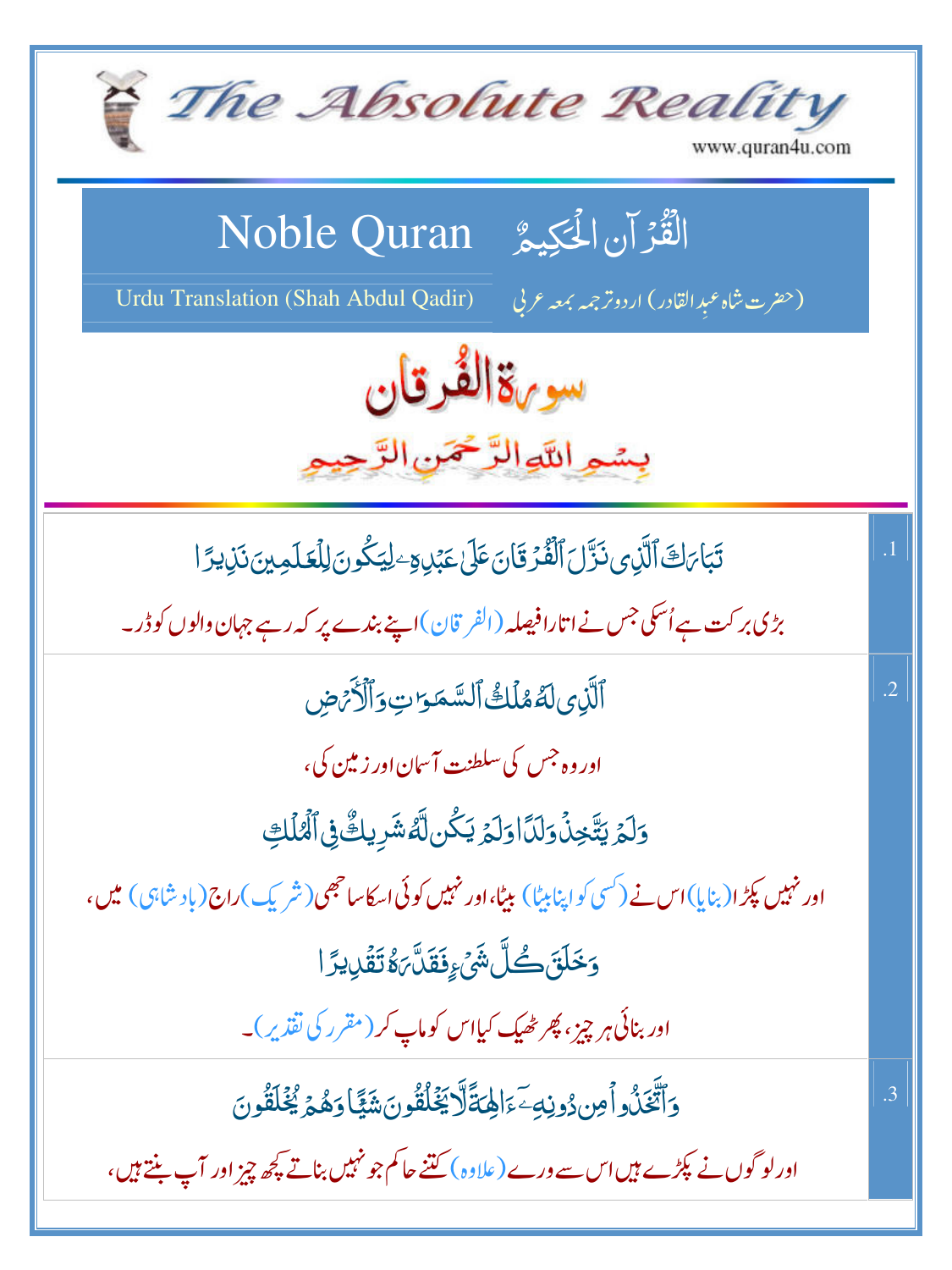# The Absolute Reality

www.quran4u.com

## Noble Quran — الْقُرْآنُ الْحَكِيمُ

Urdu Translation (Shah Abdul Qadir) — (حضرت شاہ عبدِالقادر) اردو ترجمہ بمعہ عربی

## سورۃ الفرقان

بِسْمِ اللّٰهِ الرَّحْمٰنِ الرَّحِيْمِ

.1

تَبَارَكَ ٱلَّذِى نَزَّلَ ٱلْفُرْقَانَ عَلَىٰ عَبْدِهِۦ لِيَكُونَ لِلْعَـٰلَمِينَ نَذِيرًا

بڑی برکت ہے اُسکی جس نے اتارا فیصلہ (الفرقان) اپنے بندے پر کہ رہے جہان والوں کو ڈر۔

.2

ٱلَّذِى لَهُۥ مُلْكُ ٱلسَّمَـٰوَٰتِ وَٱلْأَرْضِ

اور وہ جس کی سلطنت آسمان اور زمین کی،

وَلَمْ يَتَّخِذْ وَلَدًا وَلَمْ يَكُن لَّهُۥ شَرِيكٌ فِى ٱلْمُلْكِ

اور نہیں پکڑا (بنایا) اس نے (کسی کو اپنا بیٹا) بیٹا، اور نہیں کوئی اسکا ساجھی (شریک) راج (بادشاہی) میں،

وَخَلَقَ كُلَّ شَىْءٍ فَقَدَّرَهُۥ تَقْدِيرًا

اور بنائی ہر چیز، پھر ٹھیک کیا اس کو ماپ کر (مقرر کی تقدیر)۔

.3

وَٱتَّخَذُوا۟ مِن دُونِهِۦٓ ءَالِهَةً لَّا يَخْلُقُونَ شَيْـًٔا وَهُمْ يُخْلَقُونَ

اور لوگوں نے پکڑے ہیں اس سے ورے (علاوہ) کتنے حاکم جو نہیں بناتے کچھ چیز اور آپ بنتے ہیں،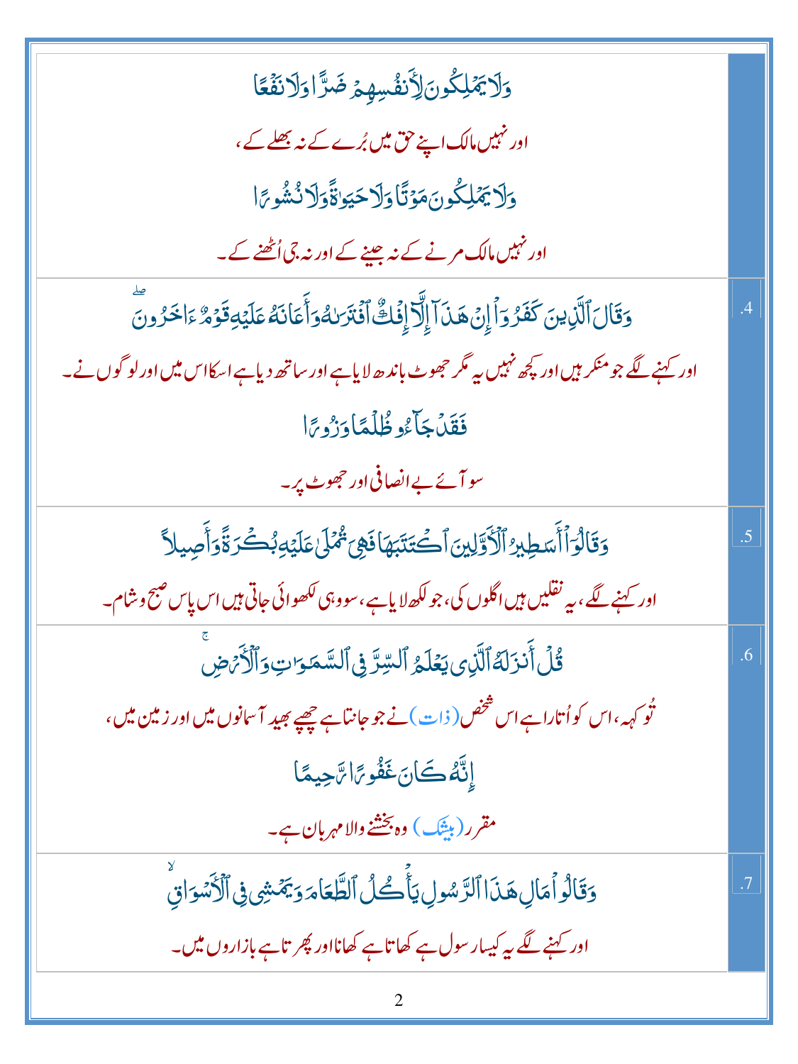| | |
|---|---|
| وَلَا يَمۡلِكُونَ لِأَنفُسِهِمۡ ضَرًّا وَلَا نَفۡعًا<br>اور نہیں مالک اپنے حق میں بُرے کے نہ بھلے کے،<br>وَلَا يَمۡلِكُونَ مَوۡتًا وَلَا حَيَوٰةً وَلَا نُشُورًا<br>اور نہیں مالک مرنے کے نہ جینے کے اور نہ جی اُٹھنے کے۔ | |
| وَقَالَ ٱلَّذِينَ كَفَرُوٓاْ إِنۡ هَٰذَآ إِلَّآ إِفۡكٌ ٱفۡتَرَىٰهُ وَأَعَانَهُۥ عَلَيۡهِ قَوۡمٌ ءَاخَرُونَ<br>اور کہنے لگے جو منکر ہیں اور کچھ نہیں یہ مگر جھوٹ باندھ لایا ہے اور ساتھ دیا ہے اسکا اس میں اور لوگوں نے۔<br>فَقَدۡ جَآءُو ظُلۡمًا وَزُورًا<br>سو آئے بے انصافی اور جھوٹ پر۔ | .4 |
| وَقَالُوٓاْ أَسَٰطِيرُ ٱلۡأَوَّلِينَ ٱكۡتَتَبَهَا فَهِيَ تُمۡلَىٰ عَلَيۡهِ بُكۡرَةً وَأَصِيلًا<br>اور کہنے لگے، یہ نقلیں ہیں اگلوں کی، جو لکھ لایا ہے، سو وہی لکھوائی جاتی ہیں اس پاس صبح و شام۔ | .5 |
| قُلۡ أَنزَلَهُ ٱلَّذِي يَعۡلَمُ ٱلسِّرَّ فِي ٱلسَّمَٰوَٰتِ وَٱلۡأَرۡضِ<br>تُو کہہ، اس کو اُتارا ہے اس شخص (ذات) نے جو جانتا ہے چھپے بھید آسمانوں میں اور زمین میں،<br>إِنَّهُۥ كَانَ غَفُورًا رَّحِيمًا<br>مقرر (بیشک) وہ بخشنے والا مہربان ہے۔ | .6 |
| وَقَالُواْ مَالِ هَٰذَا ٱلرَّسُولِ يَأۡكُلُ ٱلطَّعَامَ وَيَمۡشِي فِي ٱلۡأَسۡوَاقِ<br>اور کہنے لگے یہ کیسا رسول ہے کھاتا ہے کھانا اور پھرتا ہے بازاروں میں۔ | .7 |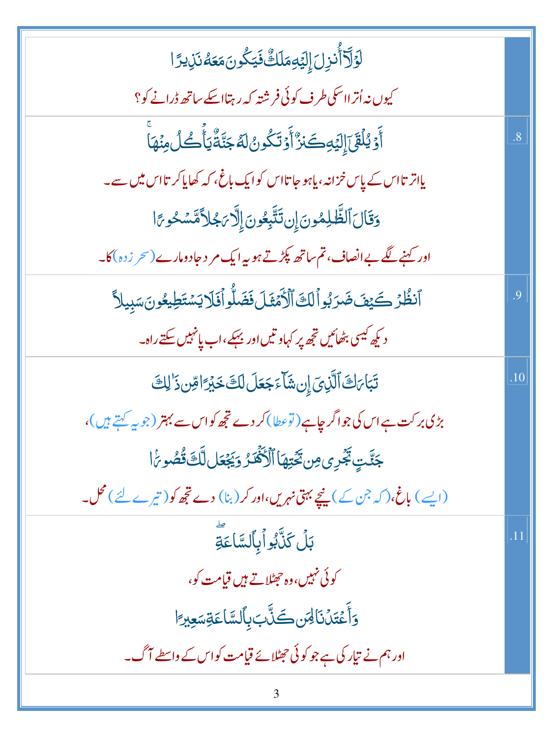| | |
|---|---|
| | لَوْلَآ أُنزِلَ إِلَيْهِ مَلَكٌ فَيَكُونَ مَعَهُۥ نَذِيرًا<br><br>کیوں نہ اُترا اسکی طرف کوئی فرشتہ کہ رہتا اسکے ساتھ ڈرانے کو؟ |
| .8 | أَوْ يُلْقَىٰٓ إِلَيْهِ كَنزٌ أَوْ تَكُونُ لَهُۥ جَنَّةٌ يَأْكُلُ مِنْهَا ۚ<br><br>یا اتر تا اس کے پاس خزانہ، یا ہو جاتا اس کو ایک باغ، کہ کھایا کرتا اس میں سے۔<br><br>وَقَالَ ٱلظَّٰلِمُونَ إِن تَتَّبِعُونَ إِلَّا رَجُلًا مَّسْحُورًا<br><br>اور کہنے لگے بے انصاف، تم ساتھ پکڑتے ہو یہ ایک مرد جادو مارے (سحر زدہ) کا۔ |
| .9 | ٱنظُرْ كَيْفَ ضَرَبُوا۟ لَكَ ٱلْأَمْثَٰلَ فَضَلُّوا۟ فَلَا يَسْتَطِيعُونَ سَبِيلًا<br><br>دیکھ کیسی بٹھائیں تجھ پر کہاوتیں اور بہکے، اب پا نہیں سکتے راہ۔ |
| .10 | تَبَارَكَ ٱلَّذِىٓ إِن شَآءَ جَعَلَ لَكَ خَيْرًا مِّن ذَٰلِكَ<br><br>بڑی برکت ہے اس کی جو اگر چاہے (تو عطا) کر دے تجھ کو اس سے بہتر (جو یہ کہتے ہیں)،<br><br>جَنَّٰتٍ تَجْرِى مِن تَحْتِهَا ٱلْأَنْهَٰرُ وَيَجْعَل لَّكَ قُصُورًا<br><br>(ایسے) باغ، (کہ جن کے) نیچے بہتی نہریں، اور کر (بنا) دے تجھ کو (تیرے لئے) محل۔ |
| .11 | بَلْ كَذَّبُوا۟ بِٱلسَّاعَةِ ۖ<br><br>کوئی نہیں، وہ جھٹلاتے ہیں قیامت کو،<br><br>وَأَعْتَدْنَا لِمَن كَذَّبَ بِٱلسَّاعَةِ سَعِيرًا<br><br>اور ہم نے تیار کی ہے جو کوئی جھٹلائے قیامت کو اس کے واسطے آگ۔ |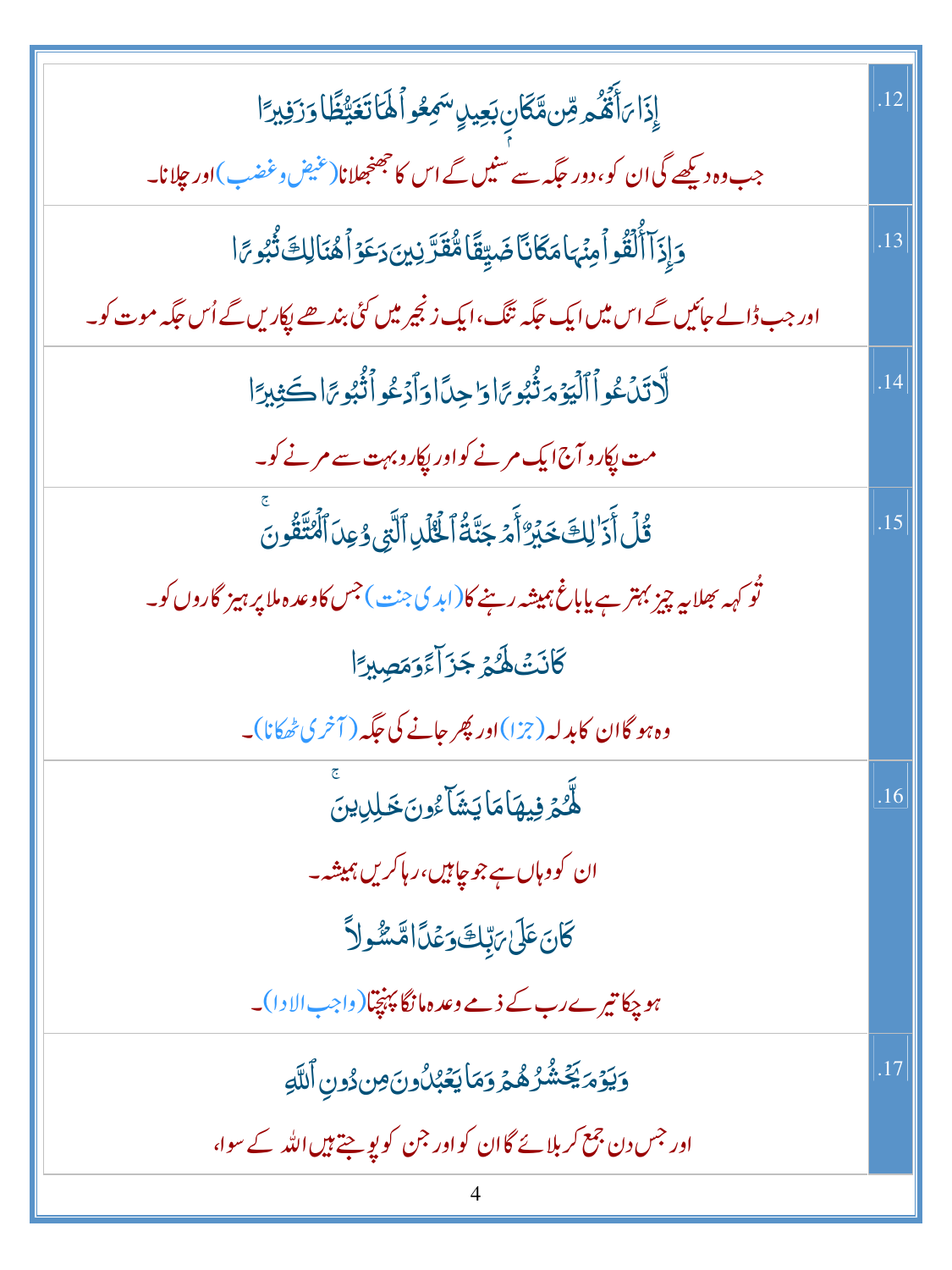| | |
|---|---|
| .12 | إِذَا رَأَتْهُم مِّن مَّكَانٍ بَعِيدٍ سَمِعُوا لَهَا تَغَيُّظًا وَزَفِيرًا<br><br>جب وہ دیکھے گی ان کو، دور جگہ سے سنیں گے اس کا جھنجلانا (غیض و غضب) اور چلانا۔ |
| .13 | وَإِذَا أُلْقُوا مِنْهَا مَكَانًا ضَيِّقًا مُّقَرَّنِينَ دَعَوْا هُنَالِكَ ثُبُورًا<br><br>اور جب ڈالے جائیں گے اس میں ایک جگہ تنگ، ایک زنجیر میں کئی بندھے پکاریں گے اُس جگہ موت کو۔ |
| .14 | لَّا تَدْعُوا الْيَوْمَ ثُبُورًا وَاحِدًا وَادْعُوا ثُبُورًا كَثِيرًا<br><br>مت پکارو آج ایک مرنے کو اور پکارو بہت سے مرنے کو۔ |
| .15 | قُلْ أَذَٰلِكَ خَيْرٌ أَمْ جَنَّةُ الْخُلْدِ الَّتِي وُعِدَ الْمُتَّقُونَ ۚ<br><br>تُو کہہ بھلا یہ چیز بہتر ہے یا باغ ہمیشہ رہنے کا (ابدی جنت) جس کا وعدہ ملا پرہیز گاروں کو۔<br><br>كَانَتْ لَهُمْ جَزَاءً وَمَصِيرًا<br><br>وہ ہو گا ان کا بدلہ (جزا) اور پھر جانے کی جگہ (آخری ٹھکانا)۔ |
| .16 | لَّهُمْ فِيهَا مَا يَشَاءُونَ خَالِدِينَ ۚ<br><br>ان کو وہاں ہے جو چاہیں، رہا کریں ہمیشہ۔<br><br>كَانَ عَلَىٰ رَبِّكَ وَعْدًا مَّسْئُولًا<br><br>ہو چکا تیرے رب کے ذمے وعدہ مانگا پہنچتا (واجب الادا)۔ |
| .17 | وَيَوْمَ يَحْشُرُهُمْ وَمَا يَعْبُدُونَ مِن دُونِ اللَّهِ<br><br>اور جس دن جمع کر بلائے گا ان کو اور جن کو پوجتے ہیں اللہ کے سوا، |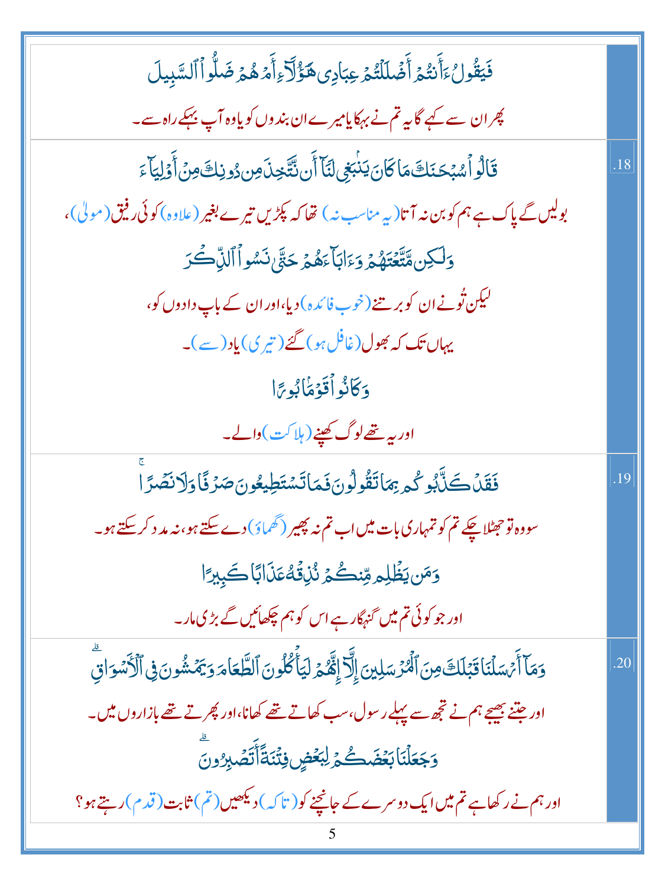فَيَقُولُ ءَأَنتُمْ أَضْلَلْتُمْ عِبَادِى هَٰٓؤُلَآءِ أَمْ هُمْ ضَلُّوا۟ ٱلسَّبِيلَ

پھر ان سے کہے گا یہ تم نے بہکایا میرے ان بندوں کو یا وہ آپ بہکے راہ سے۔

.18

قَالُوا۟ سُبْحَٰنَكَ مَا كَانَ يَنۢبَغِى لَنَآ أَن نَّتَّخِذَ مِن دُونِكَ مِنْ أَوْلِيَآءَ

بولیں گے پاک ہے ہم کو بن نہ آتا (یہ مناسب نہ) تھا کہ پکڑیں تیرے بغیر (علاوہ) کوئی رفیق (مولیٰ)،

وَلَٰكِن مَّتَّعْتَهُمْ وَءَابَآءَهُمْ حَتَّىٰ نَسُوا۟ ٱلذِّكْرَ

لیکن تُو نے ان کو برتنے (خوب فائدہ) دیا، اور ان کے باپ دادوں کو،

یہاں تک کہ بھول (غافل ہو) گئے (تیری) یاد (سے)۔

وَكَانُوا۟ قَوْمًۢا بُورًا

اور یہ تھے لوگ کھپنے (ہلاکت) والے۔

.19

فَقَدْ كَذَّبُوكُم بِمَا تَقُولُونَ فَمَا تَسْتَطِيعُونَ صَرْفًا وَلَا نَصْرًا ۚ

سو وہ تو جھٹلا چکے تم کو تمہاری بات میں اب تم نہ پھیر (گھماؤ) دے سکتے ہو، نہ مدد کر سکتے ہو۔

وَمَن يَظْلِم مِّنكُمْ نُذِقْهُ عَذَابًا كَبِيرًا

اور جو کوئی تم میں گنہگار ہے اس کو ہم چکھائیں گے بڑی مار۔

.20

وَمَآ أَرْسَلْنَا قَبْلَكَ مِنَ ٱلْمُرْسَلِينَ إِلَّآ إِنَّهُمْ لَيَأْكُلُونَ ٱلطَّعَامَ وَيَمْشُونَ فِى ٱلْأَسْوَاقِ ۗ

اور جتنے بھیجے ہم نے تجھ سے پہلے رسول، سب کھاتے تھے کھانا، اور پھرتے تھے بازاروں میں۔

وَجَعَلْنَا بَعْضَكُمْ لِبَعْضٍ فِتْنَةً أَتَصْبِرُونَ ۗ

اور ہم نے رکھا ہے تم میں ایک دوسرے کے جانچنے کو (تاکہ) دیکھیں (تم) ثابت (قدم) رہتے ہو؟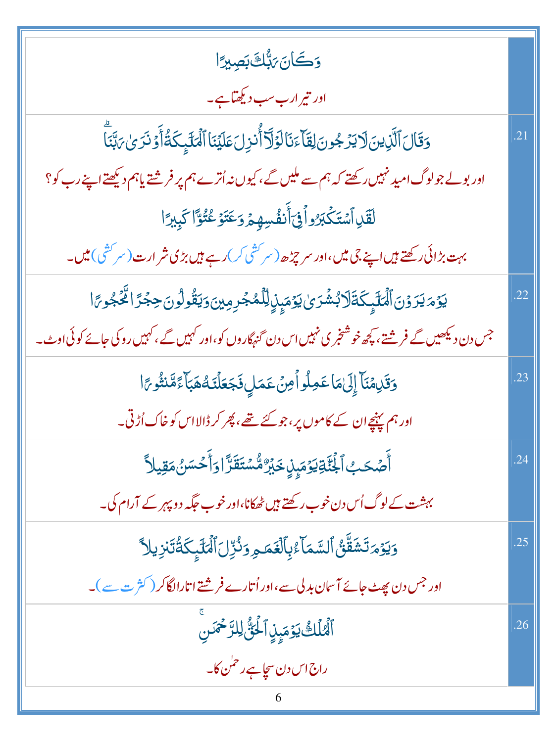| | |
|---|---|
| | وَكَانَ رَبُّكَ بَصِيرًا<br>اور تیرا رب سب دیکھتا ہے۔ |
| .21 | وَقَالَ ٱلَّذِينَ لَا يَرْجُونَ لِقَآءَنَا لَوْلَآ أُنزِلَ عَلَيْنَا ٱلْمَلَٰٓئِكَةُ أَوْ نَرَىٰ رَبَّنَا<br>اور بولے جو لوگ امید نہیں رکھتے کہ ہم سے ملیں گے، کیوں نہ اُترے ہم پر فرشتے یا ہم دیکھتے اپنے رب کو؟<br>لَقَدِ ٱسْتَكْبَرُوا۟ فِىٓ أَنفُسِهِمْ وَعَتَوْ عُتُوًّا كَبِيرًا<br>بہت بڑائی رکھتے ہیں اپنے جی میں، اور سر چڑھ (سرکشی کر) رہے ہیں بڑی شرارت (سرکشی) میں۔ |
| .22 | يَوْمَ يَرَوْنَ ٱلْمَلَٰٓئِكَةَ لَا بُشْرَىٰ يَوْمَئِذٍ لِّلْمُجْرِمِينَ وَيَقُولُونَ حِجْرًا مَّحْجُورًا<br>جس دن دیکھیں گے فرشتے، کچھ خوشخبری نہیں اس دن گنہگاروں کو، اور کہیں گے، کہیں روکی جائے کوئی اوٹ۔ |
| .23 | وَقَدِمْنَآ إِلَىٰ مَا عَمِلُوا۟ مِنْ عَمَلٍ فَجَعَلْنَٰهُ هَبَآءً مَّنثُورًا<br>اور ہم پہنچے ان کے کاموں پر، جو کئے تھے، پھر کر ڈالا اس کو خاک اُڑتی۔ |
| .24 | أَصْحَٰبُ ٱلْجَنَّةِ يَوْمَئِذٍ خَيْرٌ مُّسْتَقَرًّا وَأَحْسَنُ مَقِيلًا<br>بہشت کے لوگ اُس دن خوب رکھتے ہیں ٹھکانا، اور خوب جگہ دوپہر کے آرام کی۔ |
| .25 | وَيَوْمَ تَشَقَّقُ ٱلسَّمَآءُ بِٱلْغَمَٰمِ وَنُزِّلَ ٱلْمَلَٰٓئِكَةُ تَنزِيلًا<br>اور جس دن پھٹ جائے آسمان بدلی سے، اور اُتارے فرشتے اتار لگا کر (کثرت سے)۔ |
| .26 | ٱلْمُلْكُ يَوْمَئِذٍ ٱلْحَقُّ لِلرَّحْمَٰنِ<br>راج اس دن سچا ہے رحمٰن کا۔ |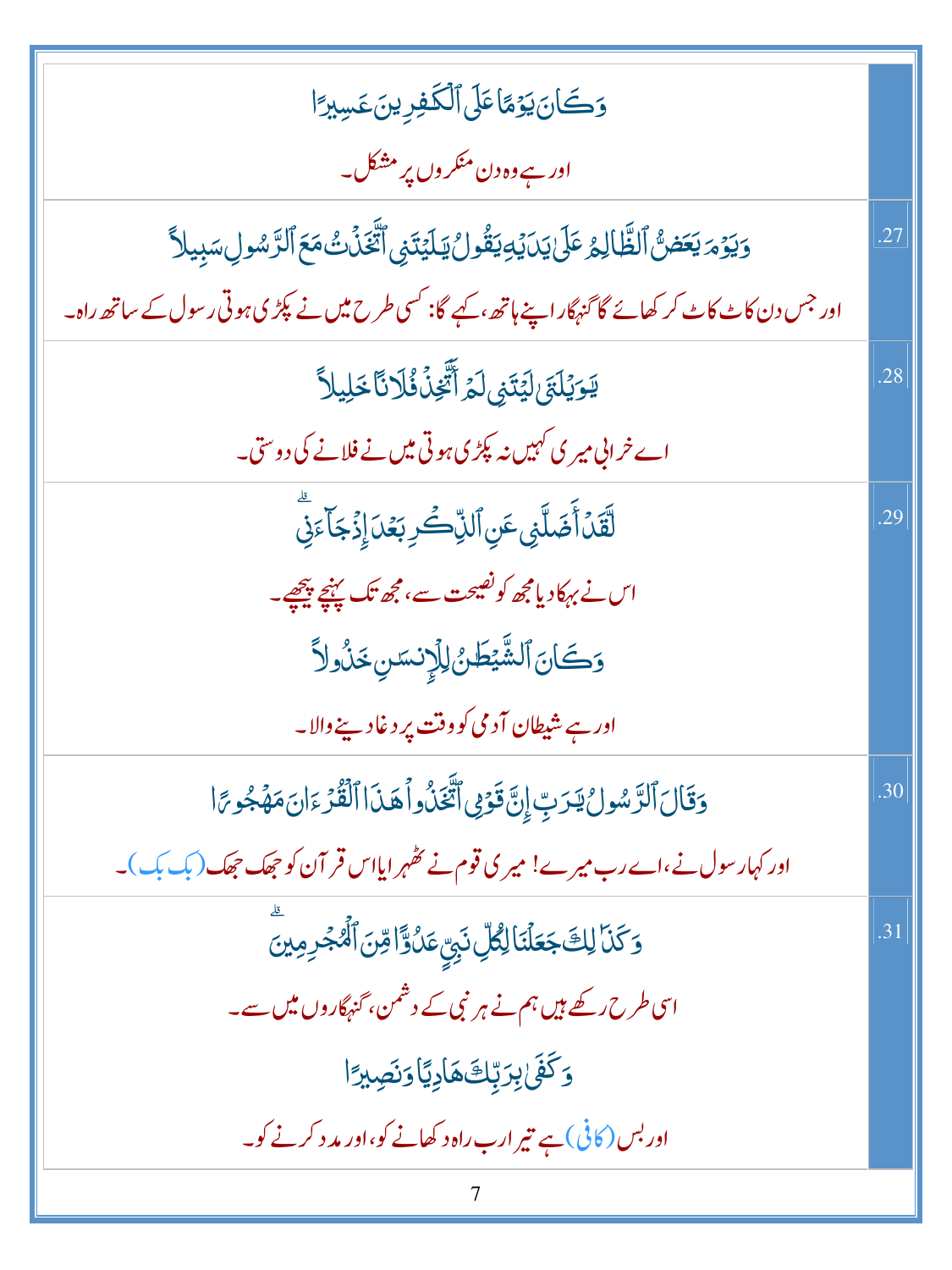| | |
|---|---|
| وَكَانَ يَوۡمًا عَلَى ٱلۡكَـٰفِرِينَ عَسِيرً۬ا<br><br>اور ہے وہ دن منکروں پر مشکل۔ | |
| وَيَوۡمَ يَعَضُّ ٱلظَّالِمُ عَلَىٰ يَدَيۡهِ يَقُولُ يَـٰلَيۡتَنِى ٱتَّخَذۡتُ مَعَ ٱلرَّسُولِ سَبِيلاً۬<br><br>اور جس دن کاٹ کاٹ کر کھائے گا گنہگار اپنے ہاتھ، کہے گا: کسی طرح میں نے پکڑی ہوتی رسول کے ساتھ راہ۔ | .27 |
| يَـٰوَيۡلَتَىٰ لَيۡتَنِى لَمۡ أَتَّخِذۡ فُلَانًا خَلِيلاً۬<br><br>اے خرابی میری کہیں نہ پکڑی ہوتی میں نے فلانے کی دوستی۔ | .28 |
| لَّقَدۡ أَضَلَّنِى عَنِ ٱلذِّكۡرِ بَعۡدَ إِذۡ جَآءَنِىۗ<br><br>اس نے بہکا دیا مجھ کو نصیحت سے، مجھ تک پہنچے پیچھے۔<br><br>وَكَانَ ٱلشَّيۡطَـٰنُ لِلۡإِنسَـٰنِ خَذُولاً۬<br><br>اور ہے شیطان آدمی کو وقت پر دغا دینے والا۔ | .29 |
| وَقَالَ ٱلرَّسُولُ يَـٰرَبِّ إِنَّ قَوۡمِى ٱتَّخَذُواْ هَـٰذَا ٱلۡقُرۡءَانَ مَهۡجُورً۬ا<br><br>اور کہا رسول نے، اے رب میرے! میری قوم نے ٹھہرایا اس قرآن کو جھک جھک (بک بک)۔ | .30 |
| وَكَذَٲلِكَ جَعَلۡنَا لِكُلِّ نَبِىٍّ عَدُوًّ۬ا مِّنَ ٱلۡمُجۡرِمِينَۗ<br><br>اسی طرح رکھے ہیں ہم نے ہر نبی کے دشمن، گنہگاروں میں سے۔<br><br>وَكَفَىٰ بِرَبِّكَ هَادِيً۬ا وَنَصِيرً۬ا<br><br>اور بس (کافی) ہے تیرا رب راہ دکھانے کو، اور مدد کرنے کو۔ | .31 |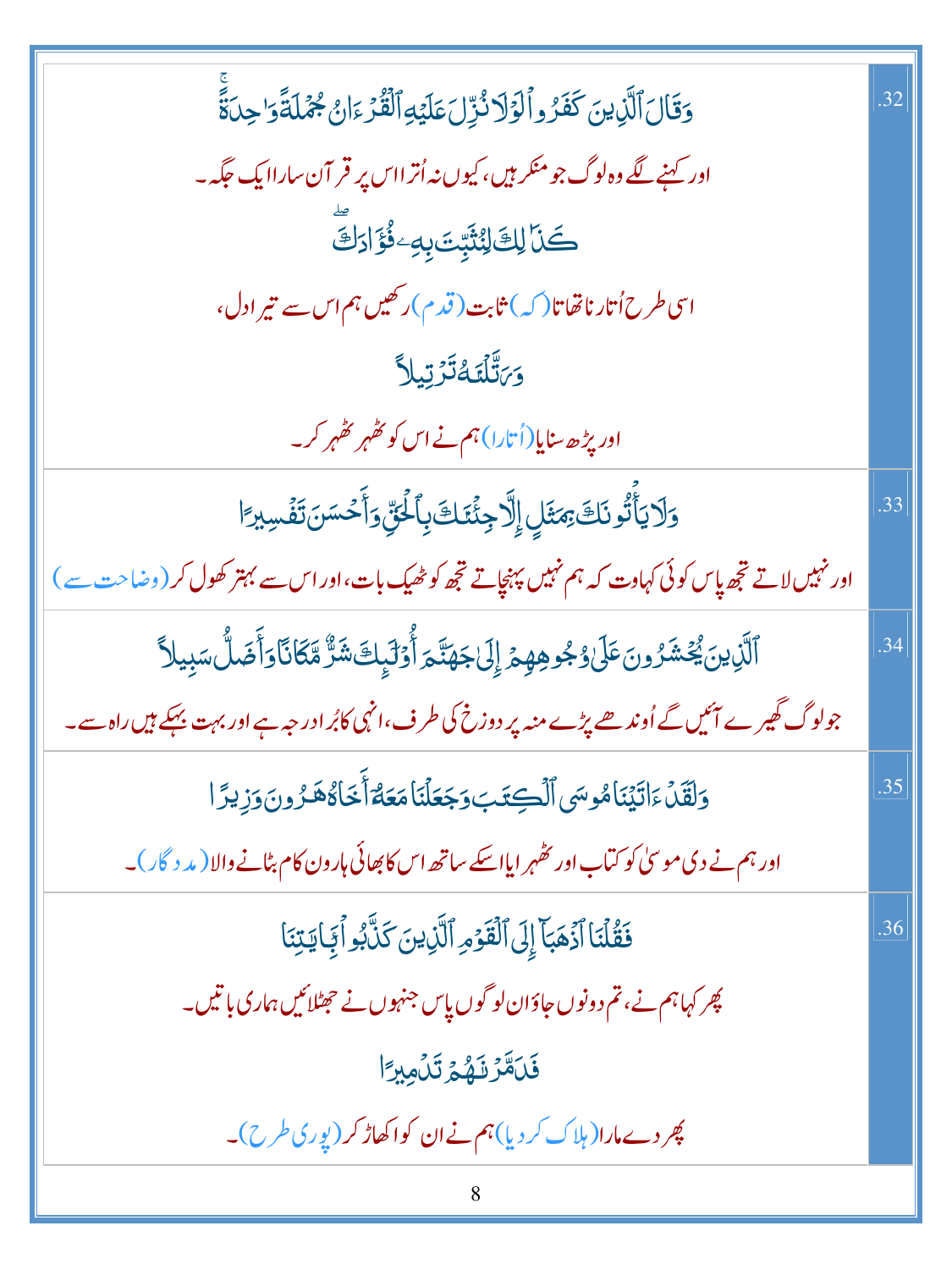| | |
|---|---|
| وَقَالَ ٱلَّذِينَ كَفَرُوا۟ لَوْلَا نُزِّلَ عَلَيْهِ ٱلْقُرْءَانُ جُمْلَةً وَٰحِدَةً<br>اور کہنے لگے وہ لوگ جو منکر ہیں، کیوں نہ اُترا اس پر قرآن سارا ایک جگہ۔<br>كَذَٰلِكَ لِنُثَبِّتَ بِهِۦ فُؤَادَكَ<br>اسی طرح اُتارنا تھا تا (کہ) ثابت (قدم) رکھیں ہم اس سے تیرا دل،<br>وَرَتَّلْنَٰهُ تَرْتِيلًا<br>اور پڑھ سنایا (اُتارا) ہم نے اس کو ٹھہر ٹھہر کر۔ | .32 |
| وَلَا يَأْتُونَكَ بِمَثَلٍ إِلَّا جِئْنَٰكَ بِٱلْحَقِّ وَأَحْسَنَ تَفْسِيرًا<br>اور نہیں لاتے تجھ پاس کوئی کہاوت کہ ہم نہیں پہنچاتے تجھ کو ٹھیک بات، اور اس سے بہتر کھول کر (وضاحت سے) | .33 |
| ٱلَّذِينَ يُحْشَرُونَ عَلَىٰ وُجُوهِهِمْ إِلَىٰ جَهَنَّمَ أُو۟لَٰٓئِكَ شَرٌّ مَّكَانًا وَأَضَلُّ سَبِيلًا<br>جو لوگ گھیرے آئیں گے اُوندھے پڑے منہ پر دوزخ کی طرف، انہی کا بُرا درجہ ہے اور بہت بہکے ہیں راہ سے۔ | .34 |
| وَلَقَدْ ءَاتَيْنَا مُوسَى ٱلْكِتَٰبَ وَجَعَلْنَا مَعَهُۥٓ أَخَاهُ هَٰرُونَ وَزِيرًا<br>اور ہم نے دی موسیٰ کو کتاب اور ٹھہرایا اسکے ساتھ اس کا بھائی ہارون کام بٹانے والا (مددگار)۔ | .35 |
| فَقُلْنَا ٱذْهَبَآ إِلَى ٱلْقَوْمِ ٱلَّذِينَ كَذَّبُوا۟ بِـَٔايَٰتِنَا<br>پھر کہا ہم نے، تم دونوں جاؤ ان لوگوں پاس جنہوں نے جھٹلائیں ہماری باتیں۔<br>فَدَمَّرْنَٰهُمْ تَدْمِيرًا<br>پھر دے مارا (ہلاک کر دیا) ہم نے ان کو اکھاڑ کر (پوری طرح)۔ | .36 |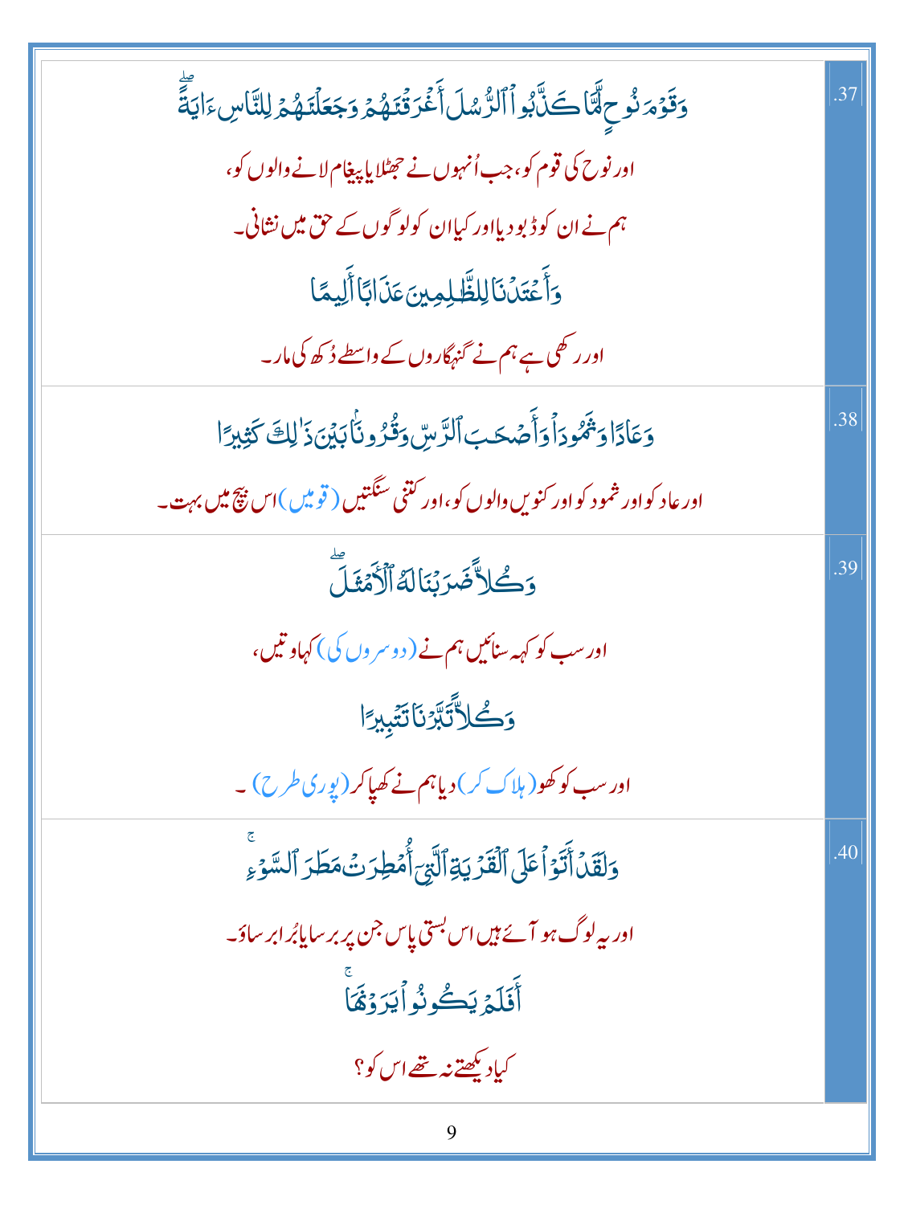| | |
|---|---|
| وَقَوْمَ نُوحٍ لَّمَّا كَذَّبُوا۟ ٱلرُّسُلَ أَغْرَقْنَٰهُمْ وَجَعَلْنَٰهُمْ لِلنَّاسِ ءَايَةً ۖ<br>اور نوح کی قوم کو، جب اُنہوں نے جھٹلایا پیغام لانے والوں کو،<br>ہم نے ان کو ڈبو دیا اور کیا ان کو لوگوں کے حق میں نشانی۔<br>وَأَعْتَدْنَا لِلظَّٰلِمِينَ عَذَابًا أَلِيمًا<br>اور رکھی ہے ہم نے گنہگاروں کے واسطے دُکھ کی مار۔ | 37. |
| وَعَادًا وَثَمُودَا۟ وَأَصْحَٰبَ ٱلرَّسِّ وَقُرُونًۢا بَيْنَ ذَٰلِكَ كَثِيرًا<br>اور عاد کو اور ثمود کو اور کنویں والوں کو، اور کتنی سنگتیں (قومیں) اس بیچ میں بہت۔ | 38. |
| وَكُلًّا ضَرَبْنَا لَهُ ٱلْأَمْثَٰلَ ۖ<br>اور سب کو کہہ سنائیں ہم نے (دوسروں کی) کہاوتیں،<br>وَكُلًّا تَبَّرْنَا تَتْبِيرًا<br>اور سب کو کھو (ہلاک کر) دیا ہم نے کھپا کر (پوری طرح)۔ | 39. |
| وَلَقَدْ أَتَوْا۟ عَلَى ٱلْقَرْيَةِ ٱلَّتِىٓ أُمْطِرَتْ مَطَرَ ٱلسَّوْءِ ۚ<br>اور یہ لوگ ہو آئے ہیں اس بستی پاس جن پر برسایا بُرا ابر ساؤ۔<br>أَفَلَمْ يَكُونُوا۟ يَرَوْنَهَا ۚ<br>کیا دیکھتے نہ تھے اس کو؟ | 40. |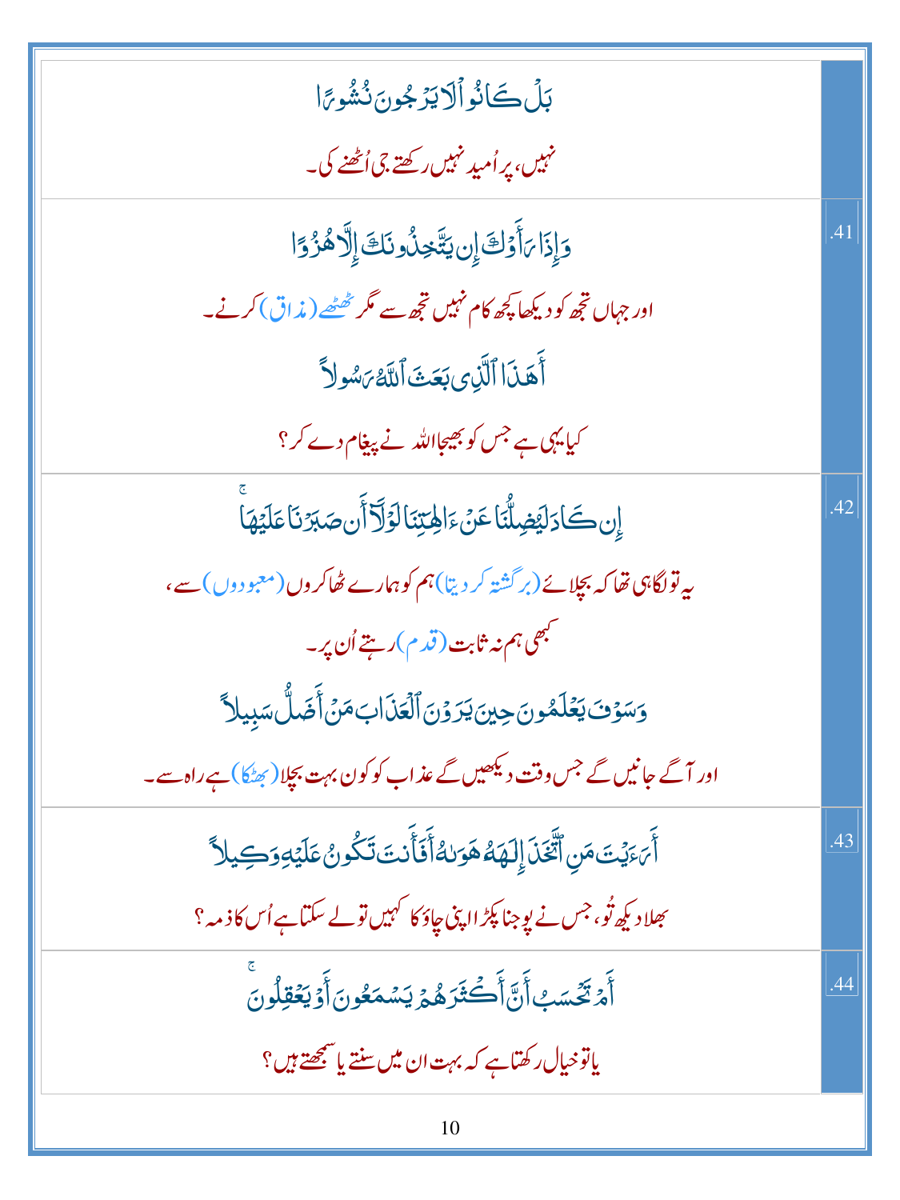| | |
|---|---|
| بَلۡ كَانُواْ لَا يَرۡجُونَ نُشُورٗا<br><br>نہیں، پر اُمید نہیں رکھتے جی اُٹھنے کی۔ | |
| وَإِذَا رَأَوۡكَ إِن يَتَّخِذُونَكَ إِلَّا هُزُوًا<br><br>اور جہاں تجھ کو دیکھا کچھ کام نہیں تجھ سے مگر ٹھٹھے (مذاق) کرنے۔<br><br>أَهَٰذَا ٱلَّذِي بَعَثَ ٱللَّهُ رَسُولًا<br><br>کیا یہی ہے جس کو بھیجا اللہ نے پیغام دے کر؟ | .41 |
| إِن كَادَ لَيُضِلُّنَا عَنۡ ءَالِهَتِنَا لَوۡلَآ أَن صَبَرۡنَا عَلَيۡهَاۚ<br><br>یہ تو لگا ہی تھا کہ بچلائے (برگشتہ کر دیتا) ہم کو ہمارے ٹھاکروں (معبودوں) سے،<br><br>کبھی ہم نہ ثابت (قدم) رہتے اُن پر۔<br><br>وَسَوۡفَ يَعۡلَمُونَ حِينَ يَرَوۡنَ ٱلۡعَذَابَ مَنۡ أَضَلُّ سَبِيلًا<br><br>اور آگے جانیں گے جس وقت دیکھیں گے عذاب کو کون بہت بچلا (بھٹکا) ہے راہ سے۔ | .42 |
| أَرَءَيۡتَ مَنِ ٱتَّخَذَ إِلَٰهَهُۥ هَوَىٰهُ أَفَأَنتَ تَكُونُ عَلَيۡهِ وَكِيلًا<br><br>بھلا دیکھ تُو، جس نے پوجنا پکڑا اپنی چاؤ کا کہیں تو لے سکتا ہے اُس کا ذمہ؟ | .43 |
| أَمۡ تَحۡسَبُ أَنَّ أَكۡثَرَهُمۡ يَسۡمَعُونَ أَوۡ يَعۡقِلُونَۚ<br><br>یا تو خیال رکھتا ہے کہ بہت ان میں سنتے یا سمجھتے ہیں؟ | .44 |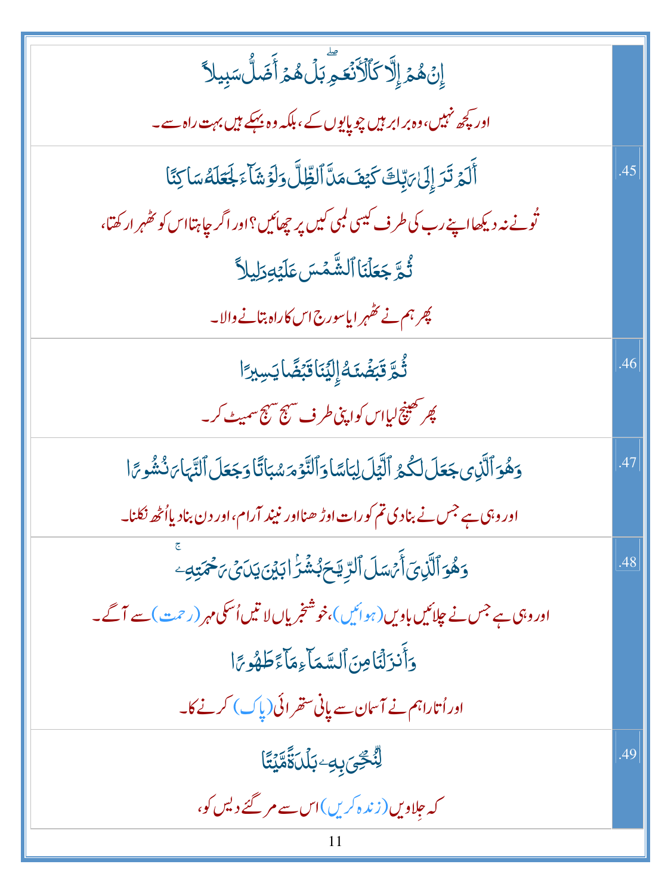| | |
|---|---|
| إِنْ هُمْ إِلَّا كَالْأَنْعَامِ ۖ بَلْ هُمْ أَضَلُّ سَبِيلًا<br><br>اور کچھ نہیں، وہ برابر ہیں چوپایوں کے، بلکہ وہ بہکے ہیں بہت راہ سے۔ | |
| أَلَمْ تَرَ إِلَىٰ رَبِّكَ كَيْفَ مَدَّ الظِّلَّ وَلَوْ شَاءَ لَجَعَلَهُ سَاكِنًا<br><br>تُونے نہ دیکھا اپنے رب کی طرف کیسی لمبی کیں پر چھائیں؟ اور اگر چاہتا اس کو ٹھہرا رکھتا،<br><br>ثُمَّ جَعَلْنَا الشَّمْسَ عَلَيْهِ دَلِيلًا<br><br>پھر ہم نے ٹھہرایا سورج اس کا راہ بتانے والا۔ | .45 |
| ثُمَّ قَبَضْنَاهُ إِلَيْنَا قَبْضًا يَسِيرًا<br><br>پھر کھینچ لیا اس کو اپنی طرف سہج سہج سمیٹ کر۔ | .46 |
| وَهُوَ الَّذِي جَعَلَ لَكُمُ اللَّيْلَ لِبَاسًا وَالنَّوْمَ سُبَاتًا وَجَعَلَ النَّهَارَ نُشُورًا<br><br>اور وہی ہے جس نے بنادی تم کو رات اوڑھنا اور نیند آرام، اور دن بنادیا اُٹھ نکلنا۔ | .47 |
| وَهُوَ الَّذِي أَرْسَلَ الرِّيَاحَ بُشْرًا بَيْنَ يَدَيْ رَحْمَتِهِ ۚ<br><br>اور وہی ہے جس نے چلائیں باویں (ہوائیں)، خوشخبریاں لاتیں اُسکی مہر (رحمت) سے آگے۔<br><br>وَأَنْزَلْنَا مِنَ السَّمَاءِ مَاءً طَهُورًا<br><br>اور اُتارا ہم نے آسمان سے پانی ستھرائی (پاک) کرنے کا۔ | .48 |
| لِنُحْيِيَ بِهِ بَلْدَةً مَيْتًا<br><br>کہ جِلاویں (زندہ کریں) اس سے مر گئے دیس کو، | .49 |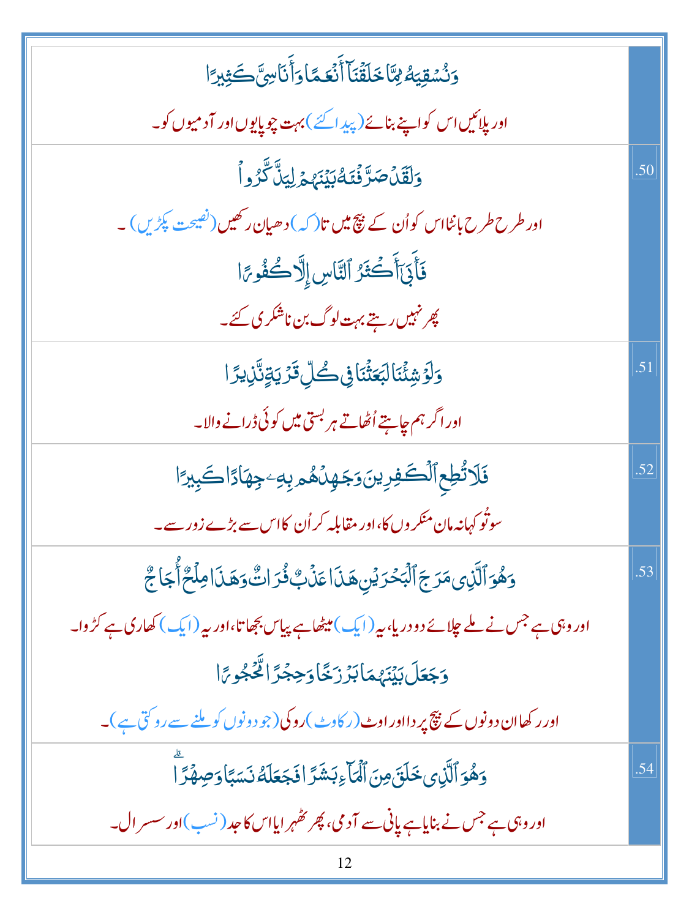| | |
|---|---|
| وَنُسْقِيَهُۥ مِمَّا خَلَقْنَآ أَنْعَـٰمًا وَأَنَاسِىَّ كَثِيرًا<br>اور پلائیں اس کو اپنے بنائے (پیدا کئے) بہت چوپایوں اور آدمیوں کو۔ | |
| وَلَقَدْ صَرَّفْنَـٰهُ بَيْنَهُمْ لِيَذَّكَّرُوا۟<br>اور طرح طرح بانٹا اس کو اُن کے بیچ میں تا (کہ) دھیان رکھیں (نصیحت پکڑیں)۔<br>فَأَبَىٰٓ أَكْثَرُ ٱلنَّاسِ إِلَّا كُفُورًا<br>پھر نہیں رہتے بہت لوگ بن ناشکری کئے۔ | .50 |
| وَلَوْ شِئْنَا لَبَعَثْنَا فِى كُلِّ قَرْيَةٍ نَّذِيرًا<br>اور اگر ہم چاہتے اُٹھاتے ہر بستی میں کوئی ڈرانے والا۔ | .51 |
| فَلَا تُطِعِ ٱلْكَـٰفِرِينَ وَجَـٰهِدْهُم بِهِۦ جِهَادًا كَبِيرًا<br>سو تُو کہا نہ مان منکروں کا، اور مقابلہ کر اُن کا اس سے بڑے زور سے۔ | .52 |
| وَهُوَ ٱلَّذِى مَرَجَ ٱلْبَحْرَيْنِ هَـٰذَا عَذْبٌ فُرَاتٌ وَهَـٰذَا مِلْحٌ أُجَاجٌ<br>اور وہی ہے جس نے ملے چلائے دو دریا، یہ (ایک) میٹھا ہے پیاس بجھاتا، اور یہ (ایک) کھاری ہے کڑوا۔<br>وَجَعَلَ بَيْنَهُمَا بَرْزَخًا وَحِجْرًا مَّحْجُورًا<br>اور رکھا ان دونوں کے بیچ پردا اور اوٹ (رکاوٹ) روکی (جو دونوں کو ملنے سے روکتی ہے)۔ | .53 |
| وَهُوَ ٱلَّذِى خَلَقَ مِنَ ٱلْمَآءِ بَشَرًا فَجَعَلَهُۥ نَسَبًا وَصِهْرًا<br>اور وہی ہے جس نے بنایا ہے پانی سے آدمی، پھر ٹھہرایا اس کا جد (نسب) اور سسرال۔ | .54 |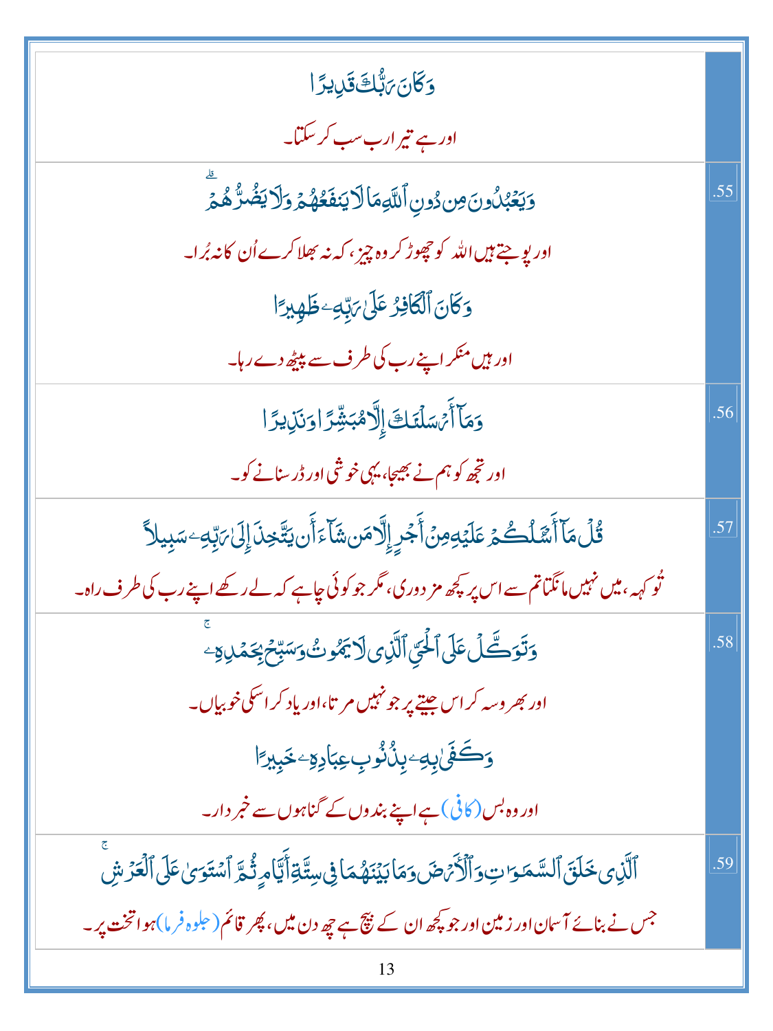| | |
|---|---|
| وَكَانَ رَبُّكَ قَدِيرًا<br><br>اور ہے تیرا رب سب کر سکتا۔ | |
| وَيَعْبُدُونَ مِن دُونِ ٱللَّهِ مَا لَا يَنفَعُهُمْ وَلَا يَضُرُّهُمْ ۗ<br><br>اور پوجتے ہیں اللہ کو چھوڑ کر وہ چیز، کہ نہ بھلا کرے اُن کا نہ بُرا۔<br><br>وَكَانَ ٱلْكَافِرُ عَلَىٰ رَبِّهِۦ ظَهِيرًا<br><br>اور ہیں منکر اپنے رب کی طرف سے پیٹھ دے رہا۔ | .55 |
| وَمَآ أَرْسَلْنَٰكَ إِلَّا مُبَشِّرًا وَنَذِيرًا<br><br>اور تجھ کو ہم نے بھیجا، یہی خوشی اور ڈر سنانے کو۔ | .56 |
| قُلْ مَآ أَسْـَٔلُكُمْ عَلَيْهِ مِنْ أَجْرٍ إِلَّا مَن شَآءَ أَن يَتَّخِذَ إِلَىٰ رَبِّهِۦ سَبِيلًا<br><br>تُو کہہ، میں نہیں مانگتا تم سے اس پر کچھ مزدوری، مگر جو کوئی چاہے کہ لے رکھے اپنے رب کی طرف راہ۔ | .57 |
| وَتَوَكَّلْ عَلَى ٱلْحَىِّ ٱلَّذِى لَا يَمُوتُ وَسَبِّحْ بِحَمْدِهِۦ ۚ<br><br>اور بھروسہ کر اس جیتے پر جو نہیں مرتا، اور یاد کر اسکی خوبیاں۔<br><br>وَكَفَىٰ بِهِۦ بِذُنُوبِ عِبَادِهِۦ خَبِيرًا<br><br>اور وہ بس (کافی) ہے اپنے بندوں کے گناہوں سے خبردار۔ | .58 |
| ٱلَّذِى خَلَقَ ٱلسَّمَٰوَٰتِ وَٱلْأَرْضَ وَمَا بَيْنَهُمَا فِى سِتَّةِ أَيَّامٍ ثُمَّ ٱسْتَوَىٰ عَلَى ٱلْعَرْشِ ۚ<br><br>جس نے بنائے آسمان اور زمین اور جو کچھ ان کے بیچ ہے چھ دن میں، پھر قائم (جلوہ فرما) ہوا تخت پر۔ | .59 |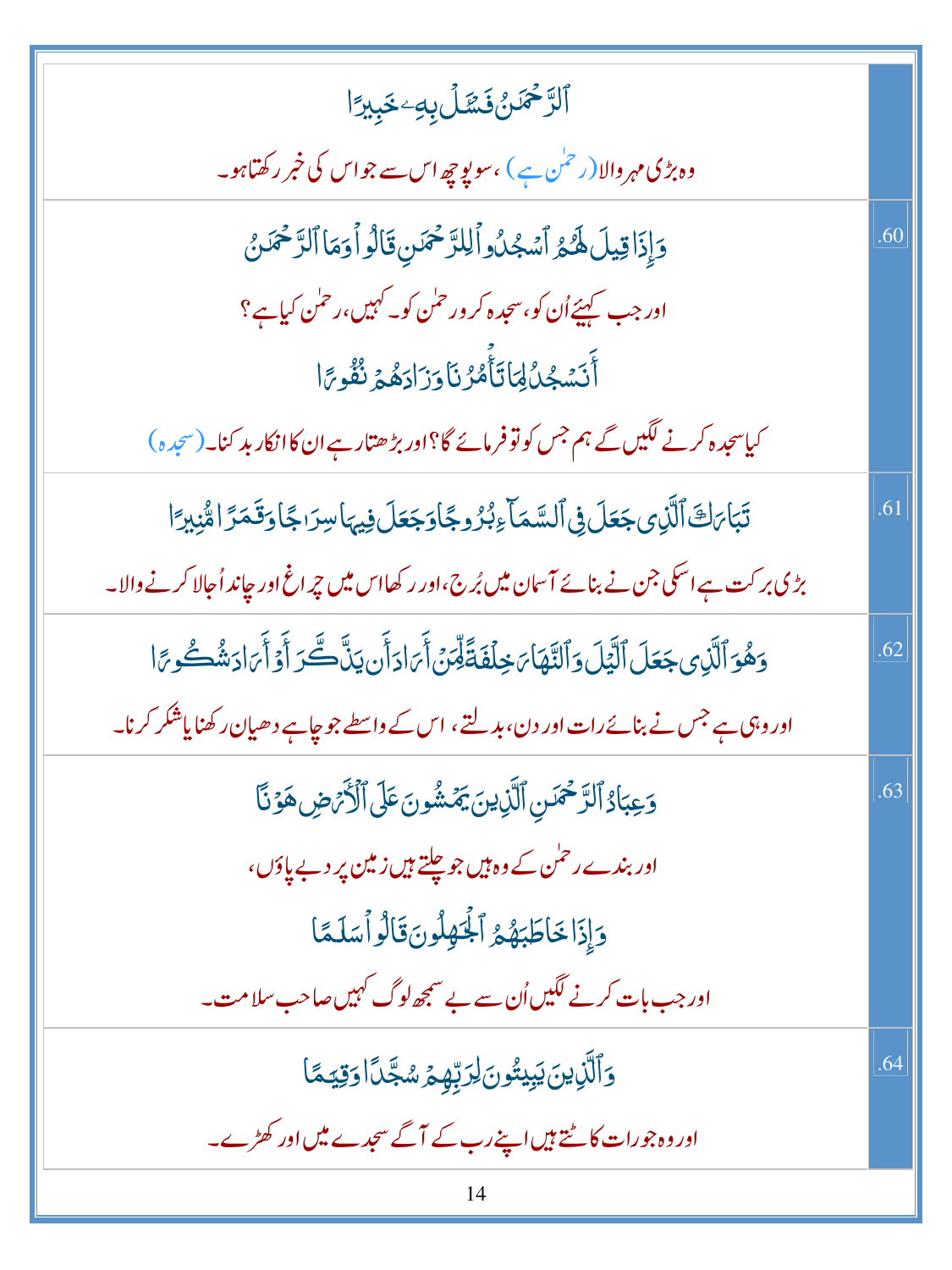| | |
|---|---|
| ٱلرَّحۡمَـٰنُ فَسۡـَٔلۡ بِهِۦ خَبِيرً۬ا<br>وہ بڑی مہر والا (رحمٰن ہے)، سو پوچھ اس سے جو اس کی خبر رکھتا ہو۔ | |
| وَإِذَا قِيلَ لَهُمُ ٱسۡجُدُواْ لِلرَّحۡمَـٰنِ قَالُواْ وَمَا ٱلرَّحۡمَـٰنُ<br>اور جب کہیئے اُن کو، سجدہ کرو رحمٰن کو۔ کہیں، رحمٰن کیا ہے؟<br>أَنَسۡجُدُ لِمَا تَأۡمُرُنَا وَزَادَهُمۡ نُفُورً۬ا<br>کیا سجدہ کرنے لگیں گے ہم جس کو تو فرمائے گا؟ اور بڑھتا رہے ان کا انکار بدکنا۔ (سجدہ) | .60 |
| تَبَارَكَ ٱلَّذِى جَعَلَ فِى ٱلسَّمَآءِ بُرُوجً۬ا وَجَعَلَ فِيہَا سِرَٲجً۬ا وَقَمَرً۬ا مُّنِيرً۬ا<br>بڑی برکت ہے اسکی جن نے بنائے آسمان میں بُرج، اور رکھا اس میں چراغ اور چاند اُجالا کرنے والا۔ | .61 |
| وَهُوَ ٱلَّذِى جَعَلَ ٱلَّيۡلَ وَٱلنَّہَارَ خِلۡفَةً۬ لِّمَنۡ أَرَادَ أَن يَذَّكَّرَ أَوۡ أَرَادَ شُكُورً۬ا<br>اور وہی ہے جس نے بنائے رات اور دن، بدلتے، اس کے واسطے جو چاہے دھیان رکھنا یا شکر کرنا۔ | .62 |
| وَعِبَادُ ٱلرَّحۡمَـٰنِ ٱلَّذِينَ يَمۡشُونَ عَلَى ٱلۡأَرۡضِ هَوۡنً۬ا<br>اور بندے رحمٰن کے وہ ہیں جو چلتے ہیں زمین پر دبے پاؤں،<br>وَإِذَا خَاطَبَهُمُ ٱلۡجَـٰهِلُونَ قَالُواْ سَلَـٰمً۬ا<br>اور جب بات کرنے لگیں اُن سے بے سمجھ لوگ کہیں صاحب سلامت۔ | .63 |
| وَٱلَّذِينَ يَبِيتُونَ لِرَبِّہِمۡ سُجَّدً۬ا وَقِيَـٰمً۬ا<br>اور وہ جو رات کاٹتے ہیں اپنے رب کے آگے سجدے میں اور کھڑے۔ | .64 |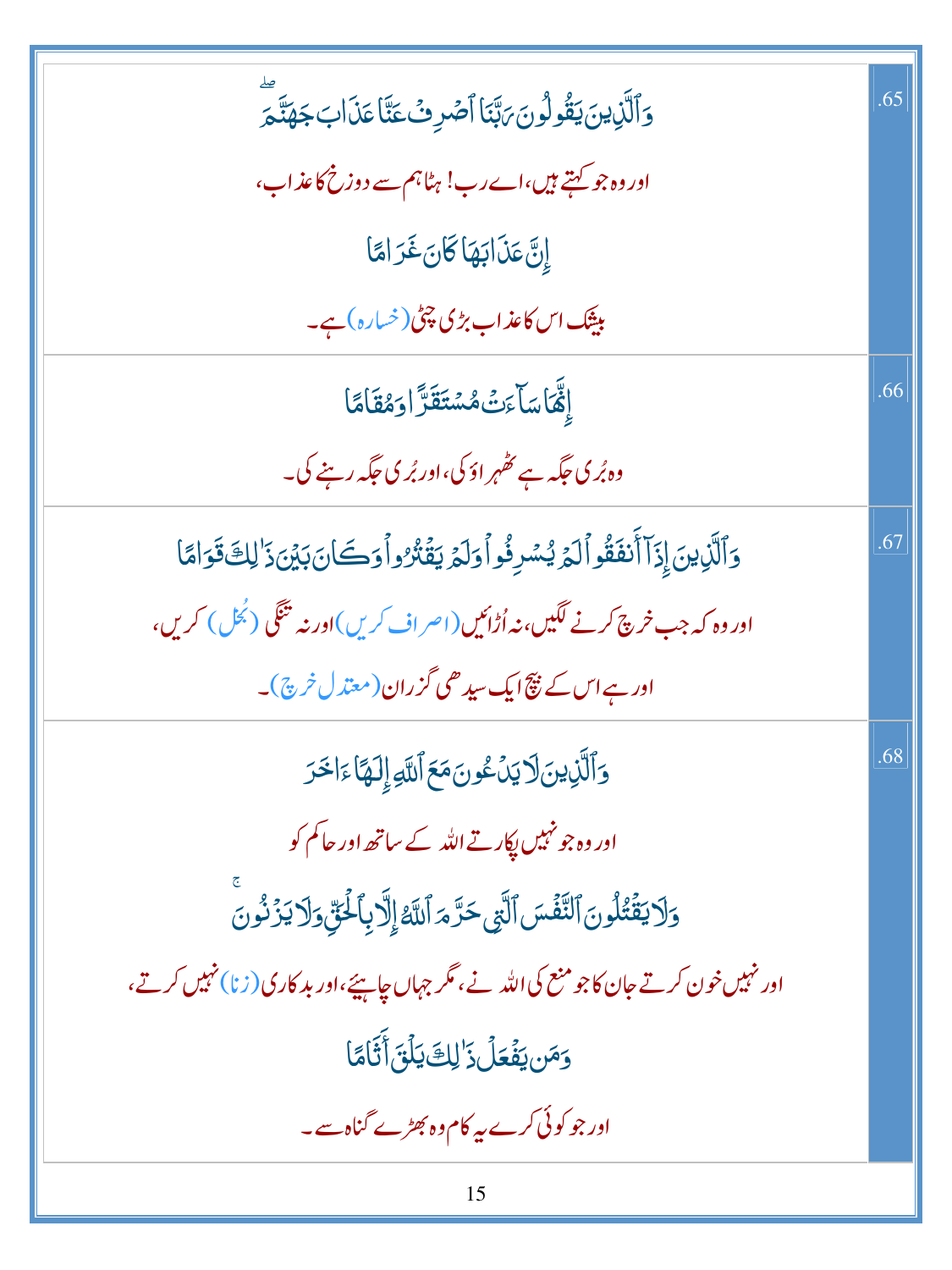| | |
|---|---|
| .65 | وَٱلَّذِينَ يَقُولُونَ رَبَّنَا ٱصْرِفْ عَنَّا عَذَابَ جَهَنَّمَ ۖ<br>اور وہ جو کہتے ہیں، اے رب! ہٹا ہم سے دوزخ کا عذاب،<br>إِنَّ عَذَابَهَا كَانَ غَرَامًا<br>بیشک اس کا عذاب بڑی چٹی (خسارہ) ہے۔ |
| .66 | إِنَّهَا سَآءَتْ مُسْتَقَرًّا وَمُقَامًا<br>وہ بُری جگہ ہے ٹھہراؤ کی، اور بُری جگہ رہنے کی۔ |
| .67 | وَٱلَّذِينَ إِذَآ أَنفَقُوا۟ لَمْ يُسْرِفُوا۟ وَلَمْ يَقْتُرُوا۟ وَكَانَ بَيْنَ ذَٰلِكَ قَوَامًا<br>اور وہ کہ جب خرچ کرنے لگیں، نہ اُڑائیں (اصراف کریں) اور نہ تنگی (بُخل) کریں،<br>اور ہے اس کے بیچ ایک سیدھی گزران (معتدل خرچ)۔ |
| .68 | وَٱلَّذِينَ لَا يَدْعُونَ مَعَ ٱللَّهِ إِلَٰهًا ءَاخَرَ<br>اور وہ جو نہیں پکارتے اللہ کے ساتھ اور حاکم کو<br>وَلَا يَقْتُلُونَ ٱلنَّفْسَ ٱلَّتِى حَرَّمَ ٱللَّهُ إِلَّا بِٱلْحَقِّ وَلَا يَزْنُونَ ۚ<br>اور نہیں خون کرتے جان کا جو منع کی اللہ نے، مگر جہاں چاہیئے، اور بدکاری (زنا) نہیں کرتے،<br>وَمَن يَفْعَلْ ذَٰلِكَ يَلْقَ أَثَامًا<br>اور جو کوئی کرے یہ کام وہ بھڑے گناہ سے۔ |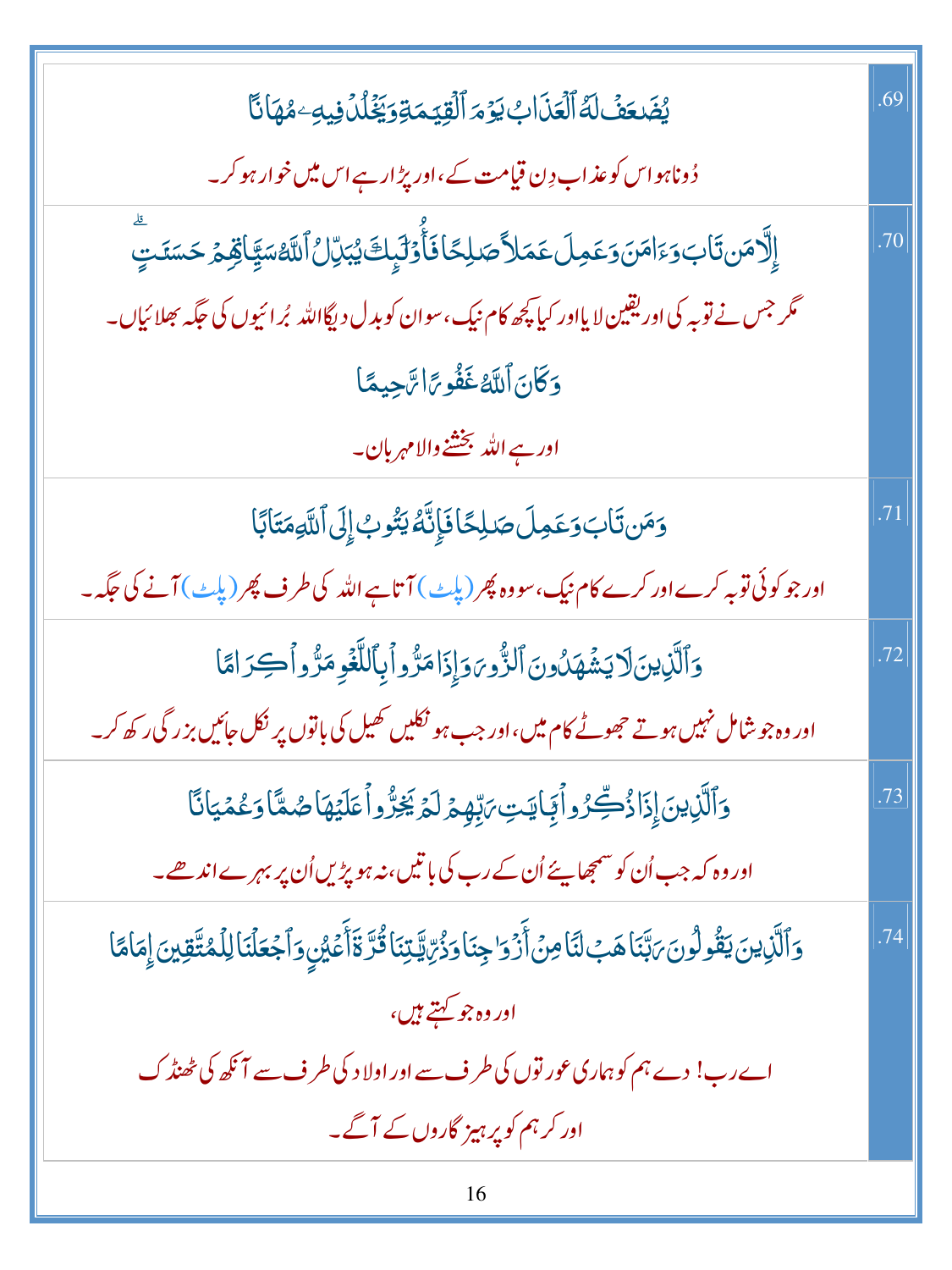| | |
|---|---|
| .69 | يُضَٰعَفۡ لَهُ ٱلۡعَذَابُ يَوۡمَ ٱلۡقِيَٰمَةِ وَيَخۡلُدۡ فِيهِۦ مُهَانًا<br>دُونا ہوا اس کو عذاب دِن قیامت کے، اور پڑا رہے اس میں خوار ہو کر۔ |
| .70 | إِلَّا مَن تَابَ وَءَامَنَ وَعَمِلَ عَمَلًا صَٰلِحًا فَأُوْلَٰٓئِكَ يُبَدِّلُ ٱللَّهُ سَيِّـَٔاتِهِمۡ حَسَنَٰتٍ<br>مگر جس نے توبہ کی اور یقین لایا اور کیا کچھ کام نیک، سو ان کو بدل دیگا اللہ بُرائیوں کی جگہ بھلائیاں۔<br>وَكَانَ ٱللَّهُ غَفُورًا رَّحِيمًا<br>اور ہے اللہ بخشنے والا مہربان۔ |
| .71 | وَمَن تَابَ وَعَمِلَ صَٰلِحًا فَإِنَّهُۥ يَتُوبُ إِلَى ٱللَّهِ مَتَابًا<br>اور جو کوئی توبہ کرے اور کرے کام نیک، سو وہ پھر (پلٹ) آتا ہے اللہ کی طرف پھر (پلٹ) آنے کی جگہ۔ |
| .72 | وَٱلَّذِينَ لَا يَشۡهَدُونَ ٱلزُّورَ وَإِذَا مَرُّواْ بِٱللَّغۡوِ مَرُّواْ كِرَامًا<br>اور وہ جو شامل نہیں ہوتے جھوٹے کام میں، اور جب ہو نکلیں کھیل کی باتوں پر نکل جائیں بزرگی رکھ کر۔ |
| .73 | وَٱلَّذِينَ إِذَا ذُكِّرُواْ بِـَٔايَٰتِ رَبِّهِمۡ لَمۡ يَخِرُّواْ عَلَيۡهَا صُمًّا وَعُمۡيَانًا<br>اور وہ کہ جب اُن کو سمجھایئے اُن کے رب کی باتیں، نہ ہو پڑیں اُن پر بہرے اندھے۔ |
| .74 | وَٱلَّذِينَ يَقُولُونَ رَبَّنَا هَبۡ لَنَا مِنۡ أَزۡوَٰجِنَا وَذُرِّيَّٰتِنَا قُرَّةَ أَعۡيُنٖ وَٱجۡعَلۡنَا لِلۡمُتَّقِينَ إِمَامًا<br>اور وہ جو کہتے ہیں،<br>اے رب! دے ہم کو ہماری عورتوں کی طرف سے اور اولاد کی طرف سے آنکھ کی ٹھنڈک<br>اور کر ہم کو پرہیز گاروں کے آگے۔ |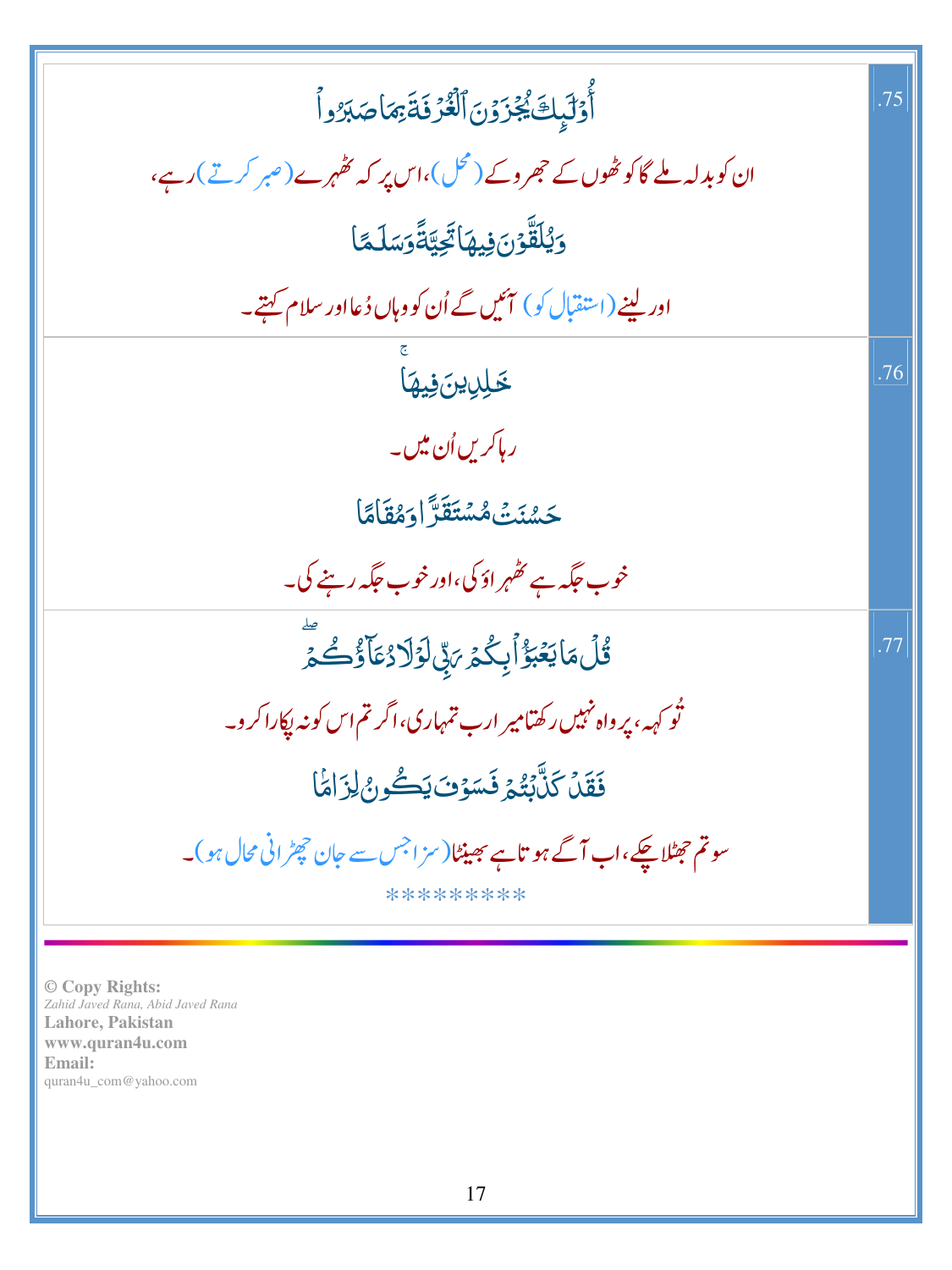| | |
|---|---|
| أُوْلَٰٓئِكَ يُجْزَوْنَ ٱلْغُرْفَةَ بِمَا صَبَرُواْ<br>ان کو بدلہ ملے گا کوٹھوں کے جھروکے (محل)، اس پر کہ ٹھہرے (صبر کرتے) رہے،<br>وَيُلَقَّوْنَ فِيهَا تَحِيَّةً وَسَلَٰمًا<br>اور لینے (استقبال کو) آئیں گے اُن کو وہاں دُعا اور سلام کہتے۔ | .75 |
| خَٰلِدِينَ فِيهَا ۚ<br>رہا کریں اُن میں۔<br>حَسُنَتْ مُسْتَقَرًّا وَمُقَامًا<br>خوب جگہ ہے ٹھہراؤ کی، اور خوب جگہ رہنے کی۔ | .76 |
| قُلْ مَا يَعْبَؤُاْ بِكُمْ رَبِّى لَوْلَا دُعَآؤُكُمْ ۖ<br>تُو کہہ، پرواہ نہیں رکھتا میرا رب تمہاری، اگر تم اس کو نہ پکارا کرو۔<br>فَقَدْ كَذَّبْتُمْ فَسَوْفَ يَكُونُ لِزَامًا<br>سو تم جھٹلا چکے، اب آگے ہوتا ہے بھینٹا (سزا جس سے جان چھڑانی محال ہو)۔<br>********* | .77 |

© Copy Rights:
*Zahid Javed Rana, Abid Javed Rana*
**Lahore, Pakistan**
**www.quran4u.com**
**Email:**
quran4u_com@yahoo.com